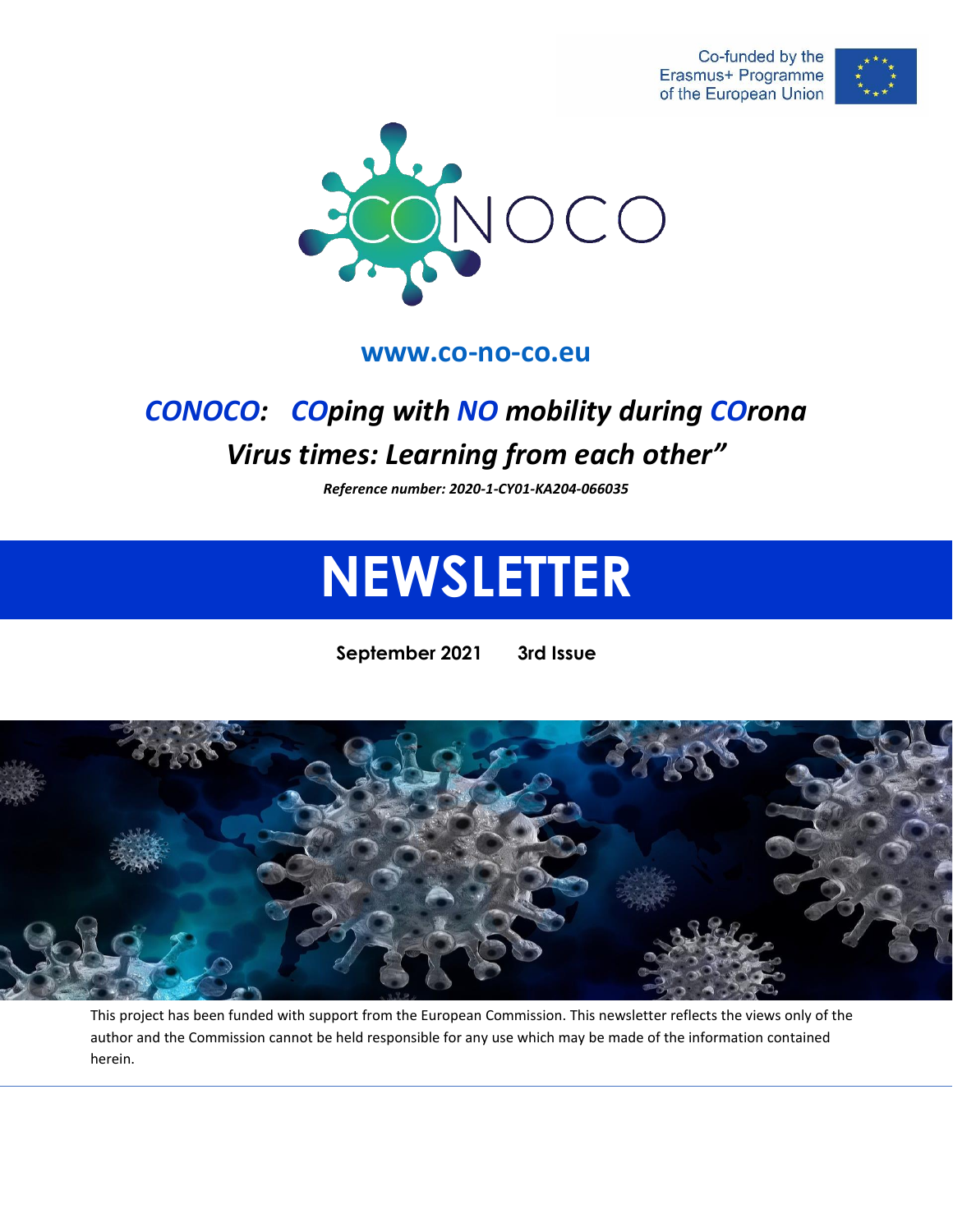Co-funded by the Erasmus+ Programme of the European Union

CONOCO

**www.co-no-co.eu**

## *CONOCO: COping with NO mobility during COrona Virus times: Learning from each other"*

***Reference number: 2020-1-CY01-KA204-066035***

# NEWSLETTER

**September 2021 3rd Issue**

This project has been funded with support from the European Commission. This newsletter reflects the views only of the author and the Commission cannot be held responsible for any use which may be made of the information contained herein.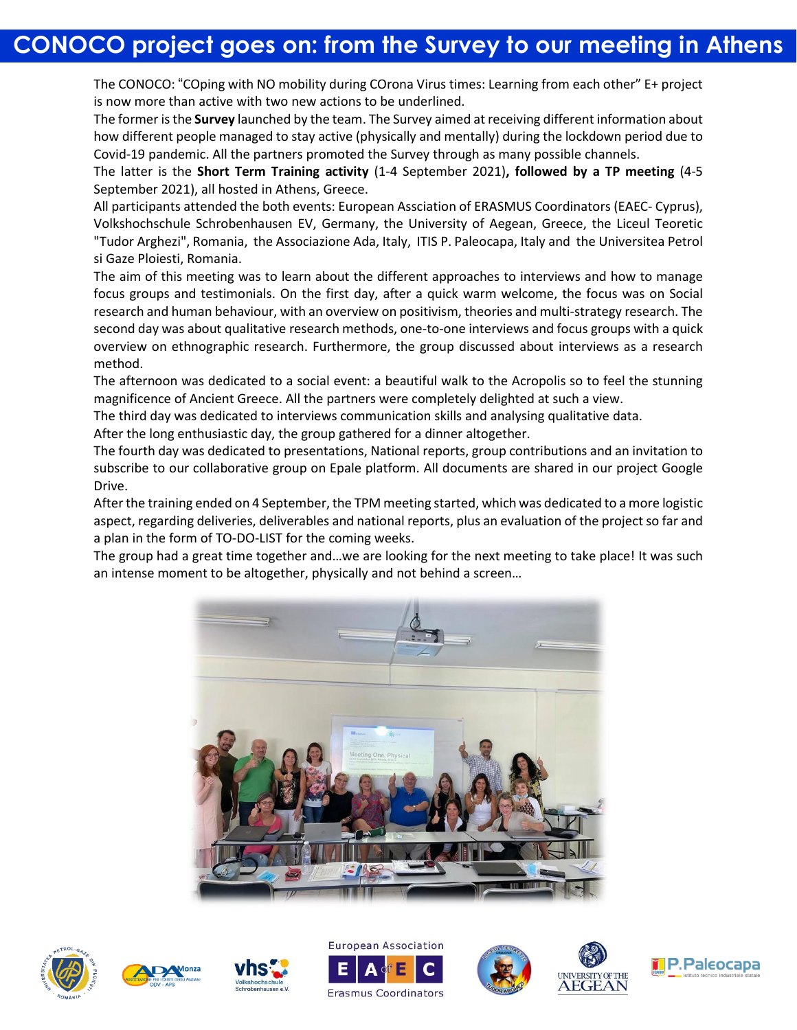# CONOCO project goes on: from the Survey to our meeting in Athens

The CONOCO: “COping with NO mobility during COrona Virus times: Learning from each other” E+ project is now more than active with two new actions to be underlined.

The former is the **Survey** launched by the team. The Survey aimed at receiving different information about how different people managed to stay active (physically and mentally) during the lockdown period due to Covid-19 pandemic. All the partners promoted the Survey through as many possible channels.

The latter is the **Short Term Training activity** (1-4 September 2021)**, followed by a TP meeting** (4-5 September 2021), all hosted in Athens, Greece.

All participants attended the both events: European Assciation of ERASMUS Coordinators (EAEC- Cyprus), Volkshochschule Schrobenhausen EV, Germany, the University of Aegean, Greece, the Liceul Teoretic "Tudor Arghezi", Romania, the Associazione Ada, Italy, ITIS P. Paleocapa, Italy and the Universitea Petrol si Gaze Ploiesti, Romania.

The aim of this meeting was to learn about the different approaches to interviews and how to manage focus groups and testimonials. On the first day, after a quick warm welcome, the focus was on Social research and human behaviour, with an overview on positivism, theories and multi-strategy research. The second day was about qualitative research methods, one-to-one interviews and focus groups with a quick overview on ethnographic research. Furthermore, the group discussed about interviews as a research method.

The afternoon was dedicated to a social event: a beautiful walk to the Acropolis so to feel the stunning magnificence of Ancient Greece. All the partners were completely delighted at such a view.

The third day was dedicated to interviews communication skills and analysing qualitative data.

After the long enthusiastic day, the group gathered for a dinner altogether.

The fourth day was dedicated to presentations, National reports, group contributions and an invitation to subscribe to our collaborative group on Epale platform. All documents are shared in our project Google Drive.

After the training ended on 4 September, the TPM meeting started, which was dedicated to a more logistic aspect, regarding deliveries, deliverables and national reports, plus an evaluation of the project so far and a plan in the form of TO-DO-LIST for the coming weeks.

The group had a great time together and…we are looking for the next meeting to take place! It was such an intense moment to be altogether, physically and not behind a screen…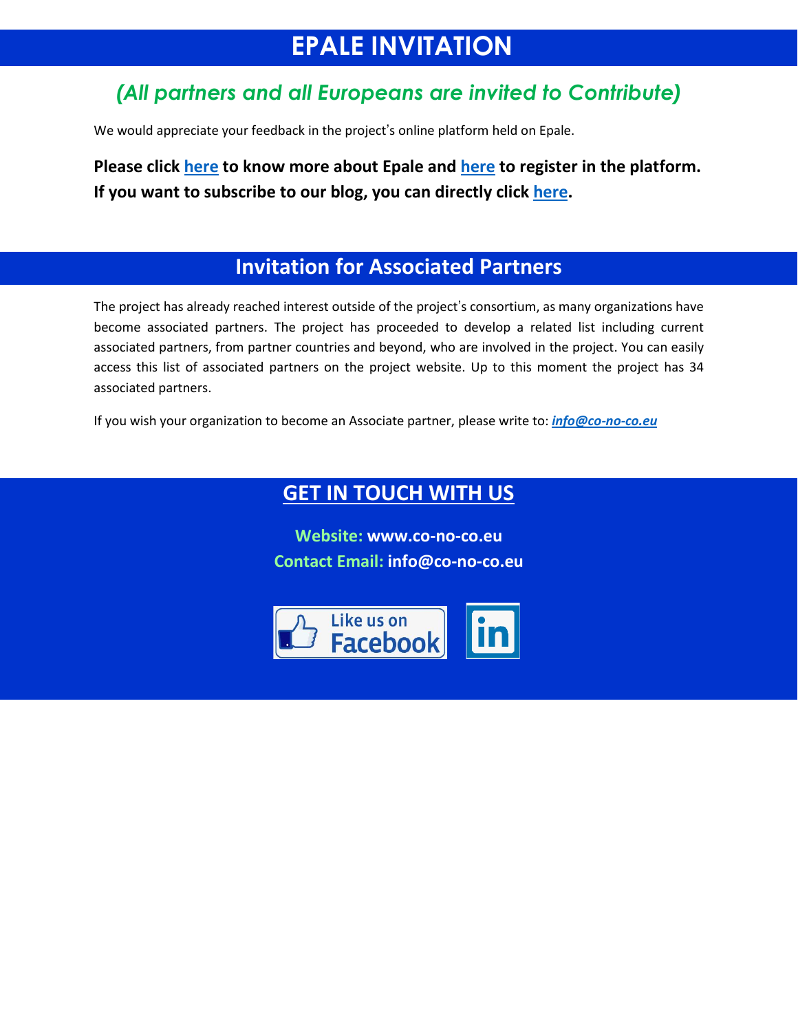# EPALE INVITATION

## *(All partners and all Europeans are invited to Contribute)*

We would appreciate your feedback in the project's online platform held on Epale.

**Please click here to know more about Epale and here to register in the platform. If you want to subscribe to our blog, you can directly click here.**

# Invitation for Associated Partners

The project has already reached interest outside of the project's consortium, as many organizations have become associated partners. The project has proceeded to develop a related list including current associated partners, from partner countries and beyond, who are involved in the project. You can easily access this list of associated partners on the project website. Up to this moment the project has 34 associated partners.

If you wish your organization to become an Associate partner, please write to: ***info@co-no-co.eu***

# GET IN TOUCH WITH US

**Website:** **www.co-no-co.eu**
**Contact Email:** **info@co-no-co.eu**

Like us on Facebook